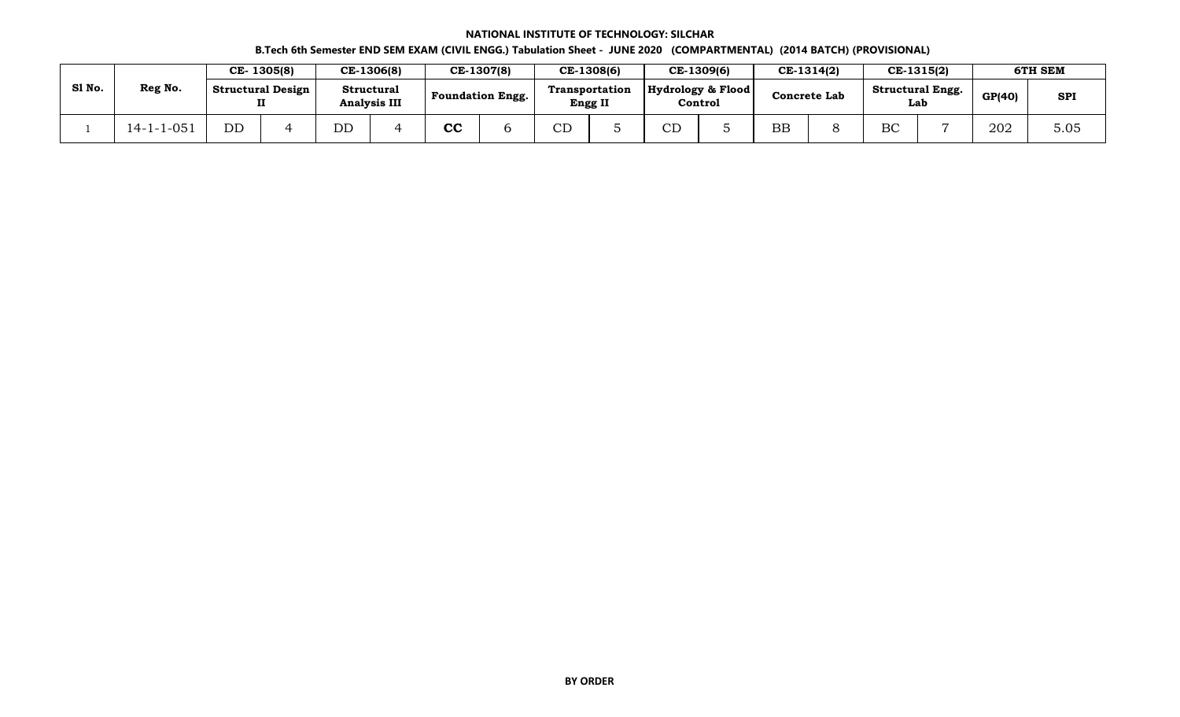**NATIONAL INSTITUTE OF TECHNOLOGY: SILCHAR**

**B.Tech 6th Semester END SEM EXAM (CIVIL ENGG.) Tabulation Sheet - JUNE 2020 (COMPARTMENTAL) (2014 BATCH) (PROVISIONAL)**

| Sl No. | Reg No. | CE- 1305(8) Structural Design II | | CE-1306(8) Structural Analysis III | | CE-1307(8) Foundation Engg. | | CE-1308(6) Transportation Engg II | | CE-1309(6) Hydrology & Flood Control | | CE-1314(2) Concrete Lab | | CE-1315(2) Structural Engg. Lab | | 6TH SEM GP(40) | 6TH SEM SPI |
|---|---|---|---|---|---|---|---|---|---|---|---|---|---|---|---|---|---|
| 1 | 14-1-1-051 | DD | 4 | DD | 4 | **CC** | 6 | CD | 5 | CD | 5 | BB | 8 | BC | 7 | 202 | 5.05 |

**BY ORDER**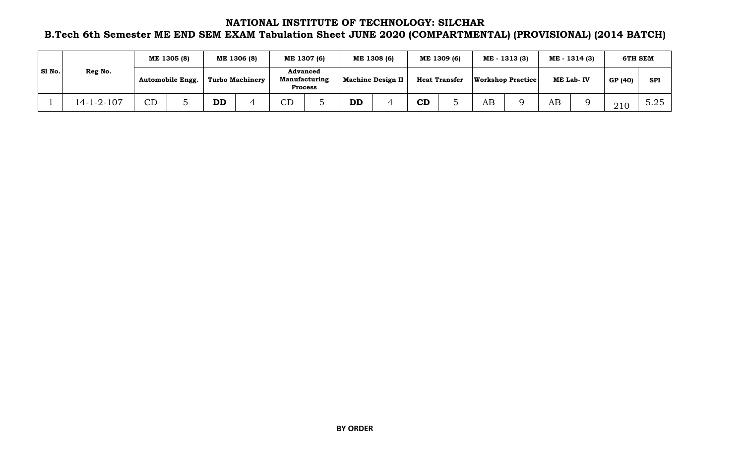# NATIONAL INSTITUTE OF TECHNOLOGY: SILCHAR

## B.Tech 6th Semester ME END SEM EXAM Tabulation Sheet JUNE 2020 (COMPARTMENTAL) (PROVISIONAL) (2014 BATCH)

| Sl No. | Reg No. | ME 1305 (8) | | ME 1306 (8) | | ME 1307 (6) | | ME 1308 (6) | | ME 1309 (6) | | ME - 1313 (3) | | ME - 1314 (3) | | 6TH SEM | |
|---|---|---|---|---|---|---|---|---|---|---|---|---|---|---|---|---|---|
| | | Automobile Engg. | | Turbo Machinery | | Advanced Manufacturing Process | | Machine Design II | | Heat Transfer | | Workshop Practice | | ME Lab- IV | | GP (40) | SPI |
| 1 | 14-1-2-107 | CD | 5 | **DD** | 4 | CD | 5 | **DD** | 4 | **CD** | 5 | AB | 9 | AB | 9 | 210 | 5.25 |

**BY ORDER**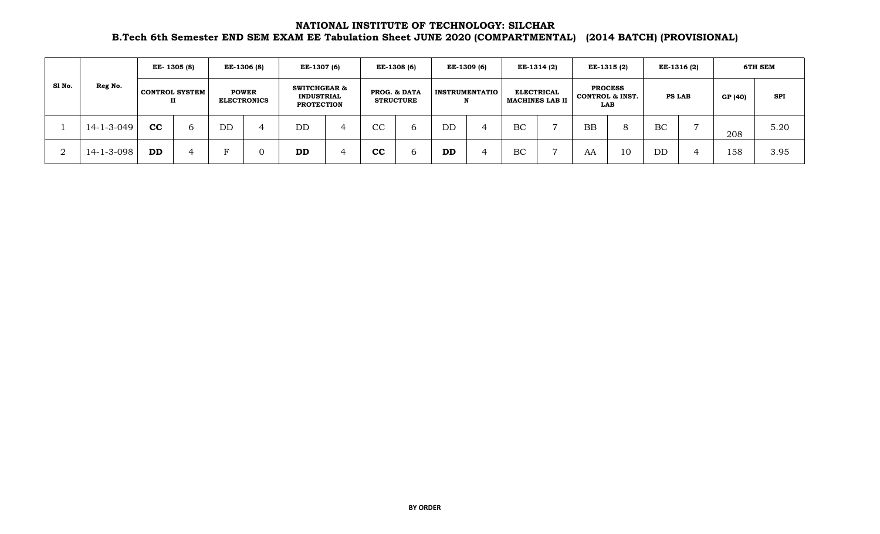**NATIONAL INSTITUTE OF TECHNOLOGY: SILCHAR**

**B.Tech 6th Semester END SEM EXAM EE Tabulation Sheet JUNE 2020 (COMPARTMENTAL) (2014 BATCH) (PROVISIONAL)**

| Sl No. | Reg No. | EE- 1305 (8) | | EE-1306 (8) | | EE-1307 (6) | | EE-1308 (6) | | EE-1309 (6) | | EE-1314 (2) | | EE-1315 (2) | | EE-1316 (2) | | 6TH SEM | |
|---|---|---|---|---|---|---|---|---|---|---|---|---|---|---|---|---|---|---|---|
| | | CONTROL SYSTEM II | | POWER ELECTRONICS | | SWITCHGEAR & INDUSTRIAL PROTECTION | | PROG. & DATA STRUCTURE | | INSTRUMENTATION | | ELECTRICAL MACHINES LAB II | | PROCESS CONTROL & INST. LAB | | PS LAB | | GP (40) | SPI |
| 1 | 14-1-3-049 | **CC** | 6 | DD | 4 | DD | 4 | CC | 6 | DD | 4 | BC | 7 | BB | 8 | BC | 7 | 208 | 5.20 |
| 2 | 14-1-3-098 | **DD** | 4 | F | 0 | **DD** | 4 | **CC** | 6 | **DD** | 4 | BC | 7 | AA | 10 | DD | 4 | 158 | 3.95 |

**BY ORDER**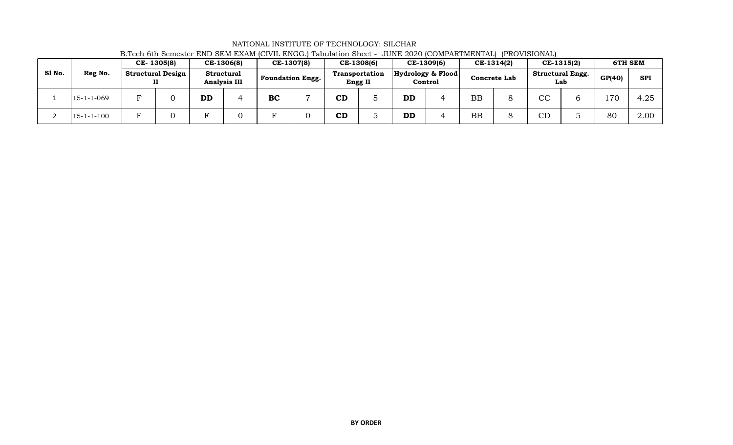NATIONAL INSTITUTE OF TECHNOLOGY: SILCHAR

B.Tech 6th Semester END SEM EXAM (CIVIL ENGG.) Tabulation Sheet - JUNE 2020 (COMPARTMENTAL) (PROVISIONAL)

| Sl No. | Reg No. | CE- 1305(8) Structural Design II | | CE-1306(8) Structural Analysis III | | CE-1307(8) Foundation Engg. | | CE-1308(6) Transportation Engg II | | CE-1309(6) Hydrology & Flood Control | | CE-1314(2) Concrete Lab | | CE-1315(2) Structural Engg. Lab | | 6TH SEM GP(40) | 6TH SEM SPI |
|---|---|---|---|---|---|---|---|---|---|---|---|---|---|---|---|---|---|
| 1 | 15-1-1-069 | F | 0 | **DD** | 4 | **BC** | 7 | **CD** | 5 | **DD** | 4 | BB | 8 | CC | 6 | 170 | 4.25 |
| 2 | 15-1-1-100 | F | 0 | F | 0 | F | 0 | **CD** | 5 | **DD** | 4 | BB | 8 | CD | 5 | 80 | 2.00 |

**BY ORDER**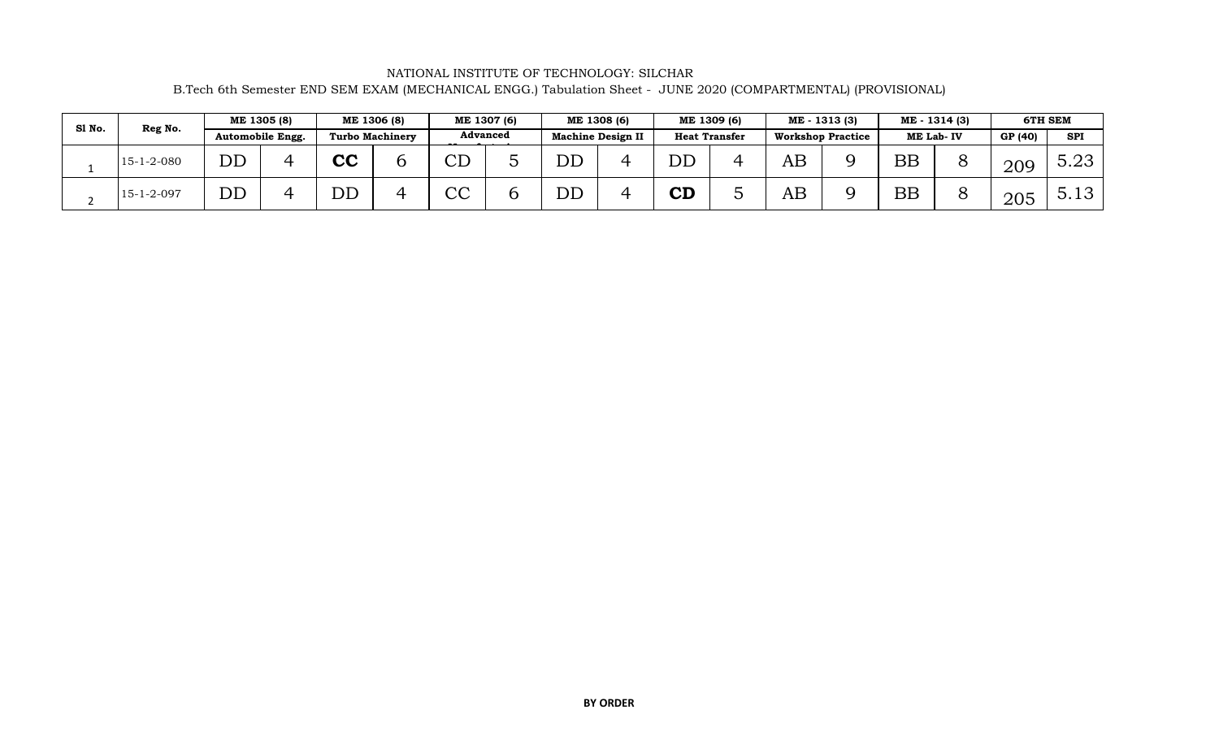NATIONAL INSTITUTE OF TECHNOLOGY: SILCHAR

B.Tech 6th Semester END SEM EXAM (MECHANICAL ENGG.) Tabulation Sheet - JUNE 2020 (COMPARTMENTAL) (PROVISIONAL)

| Sl No. | Reg No. | ME 1305 (8) | | ME 1306 (8) | | ME 1307 (6) | | ME 1308 (6) | | ME 1309 (6) | | ME - 1313 (3) | | ME - 1314 (3) | | 6TH SEM | |
|---|---|---|---|---|---|---|---|---|---|---|---|---|---|---|---|---|---|
| | | Automobile Engg. | | Turbo Machinery | | Advanced Manufacturing | | Machine Design II | | Heat Transfer | | Workshop Practice | | ME Lab- IV | | GP (40) | SPI |
| 1 | 15-1-2-080 | DD | 4 | **CC** | 6 | CD | 5 | DD | 4 | DD | 4 | AB | 9 | BB | 8 | 209 | 5.23 |
| 2 | 15-1-2-097 | DD | 4 | DD | 4 | CC | 6 | DD | 4 | **CD** | 5 | AB | 9 | BB | 8 | 205 | 5.13 |

**BY ORDER**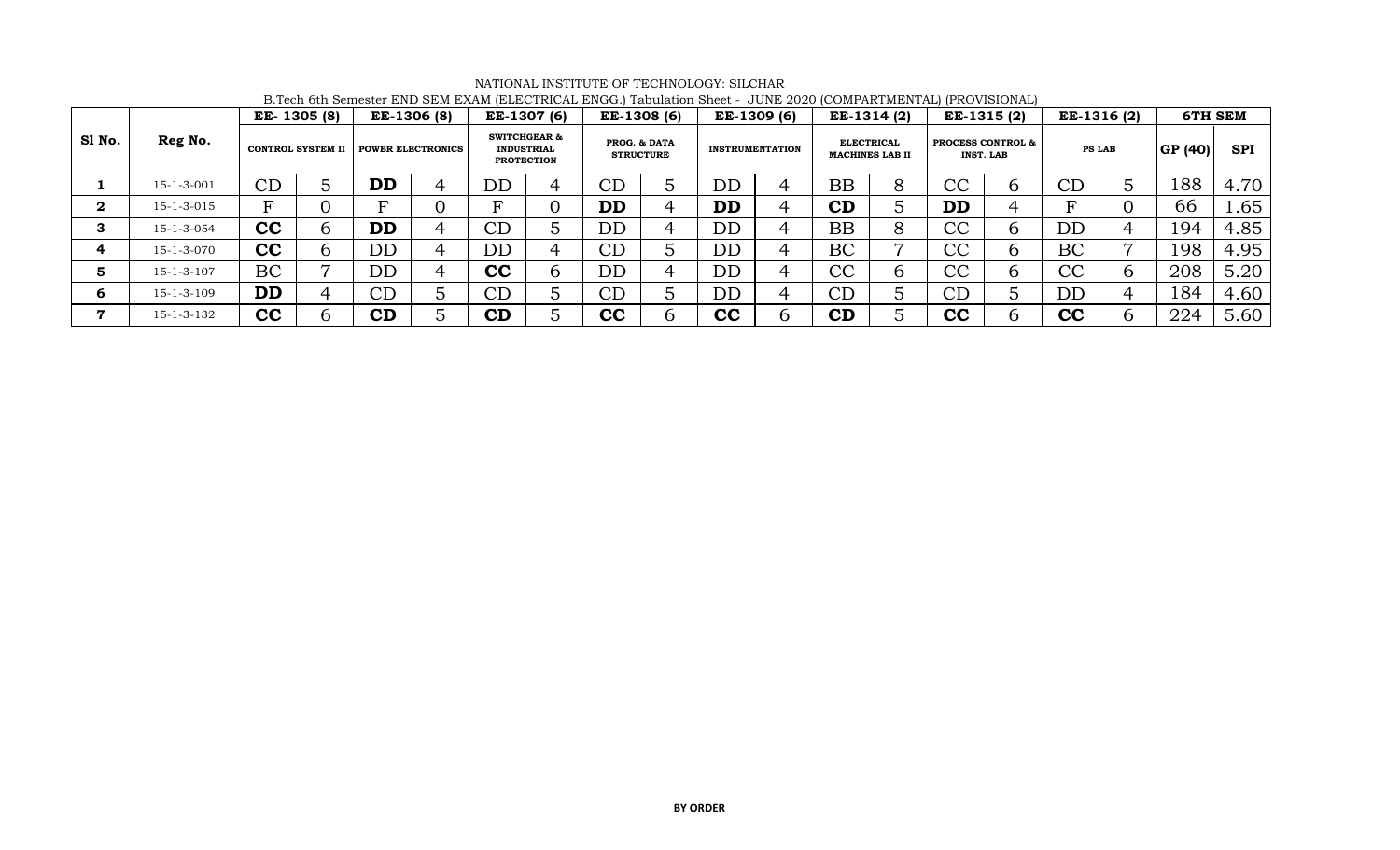NATIONAL INSTITUTE OF TECHNOLOGY: SILCHAR

B.Tech 6th Semester END SEM EXAM (ELECTRICAL ENGG.) Tabulation Sheet - JUNE 2020 (COMPARTMENTAL) (PROVISIONAL)

| Sl No. | Reg No. | EE- 1305 (8) | | EE-1306 (8) | | EE-1307 (6) | | EE-1308 (6) | | EE-1309 (6) | | EE-1314 (2) | | EE-1315 (2) | | EE-1316 (2) | | 6TH SEM | |
|---|---|---|---|---|---|---|---|---|---|---|---|---|---|---|---|---|---|---|---|
| | | CONTROL SYSTEM II | | POWER ELECTRONICS | | SWITCHGEAR & INDUSTRIAL PROTECTION | | PROG. & DATA STRUCTURE | | INSTRUMENTATION | | ELECTRICAL MACHINES LAB II | | PROCESS CONTROL & INST. LAB | | PS LAB | | GP (40) | SPI |
| **1** | 15-1-3-001 | CD | 5 | **DD** | 4 | DD | 4 | CD | 5 | DD | 4 | BB | 8 | CC | 6 | CD | 5 | 188 | 4.70 |
| **2** | 15-1-3-015 | F | 0 | F | 0 | F | 0 | **DD** | 4 | **DD** | 4 | **CD** | 5 | **DD** | 4 | F | 0 | 66 | 1.65 |
| **3** | 15-1-3-054 | **CC** | 6 | **DD** | 4 | CD | 5 | DD | 4 | DD | 4 | BB | 8 | CC | 6 | DD | 4 | 194 | 4.85 |
| **4** | 15-1-3-070 | **CC** | 6 | DD | 4 | DD | 4 | CD | 5 | DD | 4 | BC | 7 | CC | 6 | BC | 7 | 198 | 4.95 |
| **5** | 15-1-3-107 | BC | 7 | DD | 4 | **CC** | 6 | DD | 4 | DD | 4 | CC | 6 | CC | 6 | CC | 6 | 208 | 5.20 |
| **6** | 15-1-3-109 | **DD** | 4 | CD | 5 | CD | 5 | CD | 5 | DD | 4 | CD | 5 | CD | 5 | DD | 4 | 184 | 4.60 |
| **7** | 15-1-3-132 | **CC** | 6 | **CD** | 5 | **CD** | 5 | **CC** | 6 | **CC** | 6 | **CD** | 5 | **CC** | 6 | **CC** | 6 | 224 | 5.60 |

**BY ORDER**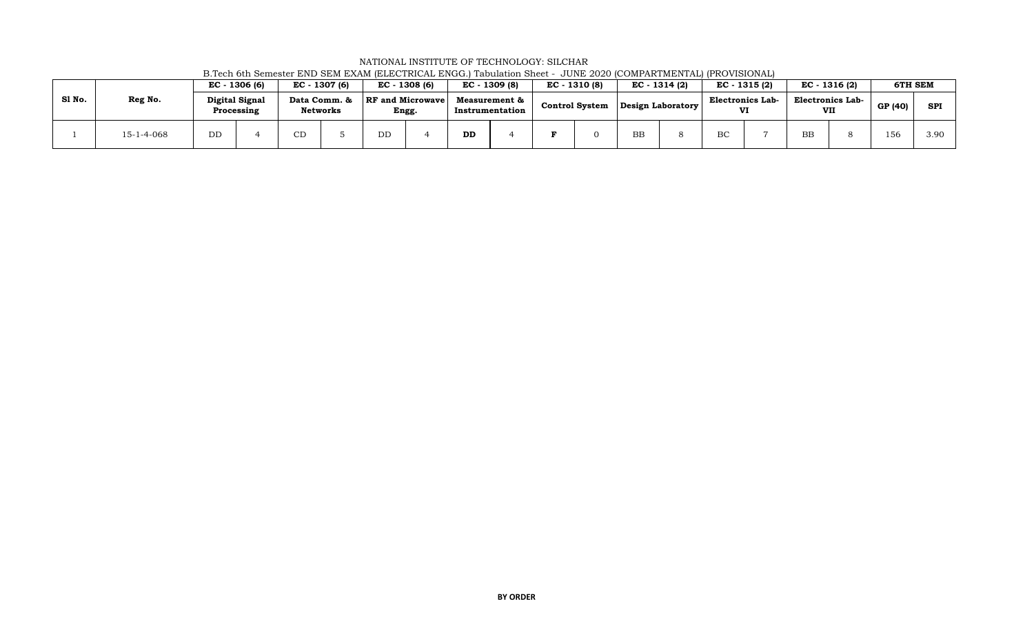NATIONAL INSTITUTE OF TECHNOLOGY: SILCHAR

B.Tech 6th Semester END SEM EXAM (ELECTRICAL ENGG.) Tabulation Sheet - JUNE 2020 (COMPARTMENTAL) (PROVISIONAL)

| Sl No. | Reg No. | EC - 1306 (6) | | EC - 1307 (6) | | EC - 1308 (6) | | EC - 1309 (8) | | EC - 1310 (8) | | EC - 1314 (2) | | EC - 1315 (2) | | EC - 1316 (2) | | 6TH SEM | |
|---|---|---|---|---|---|---|---|---|---|---|---|---|---|---|---|---|---|---|---|
| | | Digital Signal Processing | | Data Comm. & Networks | | RF and Microwave Engg. | | Measurement & Instrumentation | | Control System | | Design Laboratory | | Electronics Lab-VI | | Electronics Lab-VII | | GP (40) | SPI |
| 1 | 15-1-4-068 | DD | 4 | CD | 5 | DD | 4 | **DD** | 4 | **F** | 0 | BB | 8 | BC | 7 | BB | 8 | 156 | 3.90 |

**BY ORDER**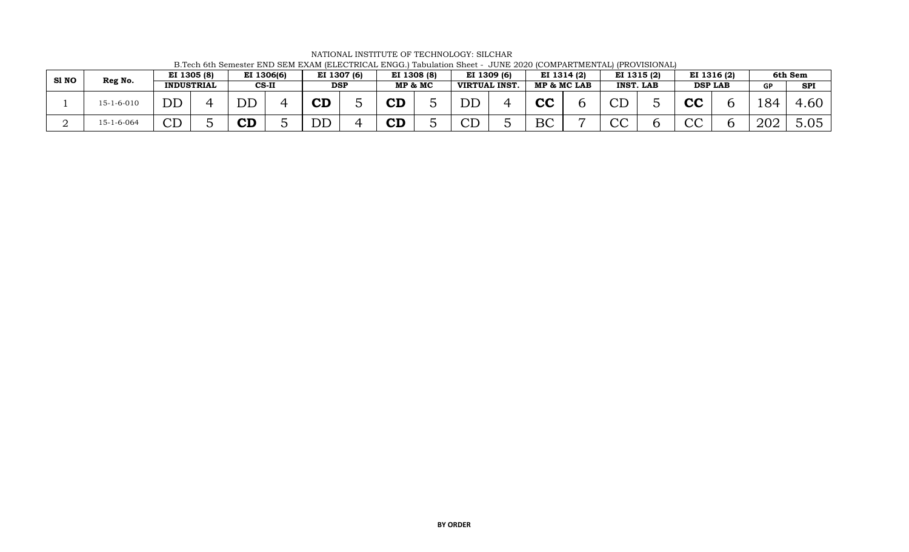NATIONAL INSTITUTE OF TECHNOLOGY: SILCHAR

B.Tech 6th Semester END SEM EXAM (ELECTRICAL ENGG.) Tabulation Sheet - JUNE 2020 (COMPARTMENTAL) (PROVISIONAL)

| Sl NO | Reg No. | EI 1305 (8) | | EI 1306(6) | | EI 1307 (6) | | EI 1308 (8) | | EI 1309 (6) | | EI 1314 (2) | | EI 1315 (2) | | EI 1316 (2) | | 6th Sem | |
|---|---|---|---|---|---|---|---|---|---|---|---|---|---|---|---|---|---|---|---|
| | | INDUSTRIAL | | CS-II | | DSP | | MP & MC | | VIRTUAL INST. | | MP & MC LAB | | INST. LAB | | DSP LAB | | GP | SPI |
| 1 | 15-1-6-010 | DD | 4 | DD | 4 | **CD** | 5 | **CD** | 5 | DD | 4 | **CC** | 6 | CD | 5 | **CC** | 6 | 184 | 4.60 |
| 2 | 15-1-6-064 | CD | 5 | **CD** | 5 | DD | 4 | **CD** | 5 | CD | 5 | BC | 7 | CC | 6 | CC | 6 | 202 | 5.05 |

**BY ORDER**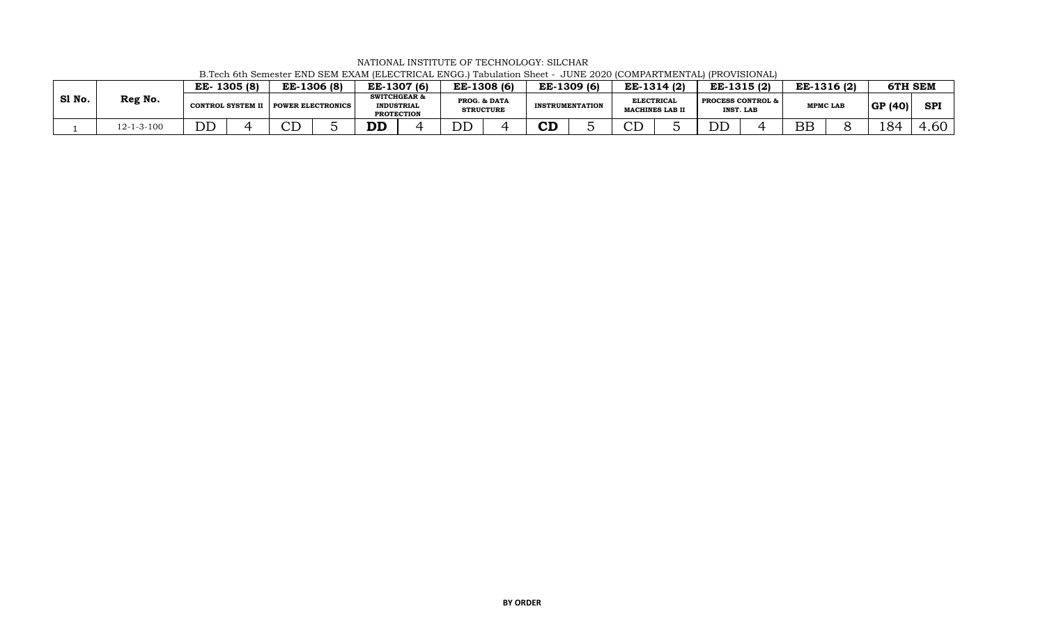NATIONAL INSTITUTE OF TECHNOLOGY: SILCHAR

B.Tech 6th Semester END SEM EXAM (ELECTRICAL ENGG.) Tabulation Sheet - JUNE 2020 (COMPARTMENTAL) (PROVISIONAL)

| Sl No. | Reg No. | EE- 1305 (8) | | EE-1306 (8) | | EE-1307 (6) | | EE-1308 (6) | | EE-1309 (6) | | EE-1314 (2) | | EE-1315 (2) | | EE-1316 (2) | | 6TH SEM | |
|---|---|---|---|---|---|---|---|---|---|---|---|---|---|---|---|---|---|---|---|
| | | CONTROL SYSTEM II | | POWER ELECTRONICS | | SWITCHGEAR & INDUSTRIAL PROTECTION | | PROG. & DATA STRUCTURE | | INSTRUMENTATION | | ELECTRICAL MACHINES LAB II | | PROCESS CONTROL & INST. LAB | | MPMC LAB | | GP (40) | SPI |
| 1 | 12-1-3-100 | DD | 4 | CD | 5 | **DD** | 4 | DD | 4 | **CD** | 5 | CD | 5 | DD | 4 | BB | 8 | 184 | 4.60 |

**BY ORDER**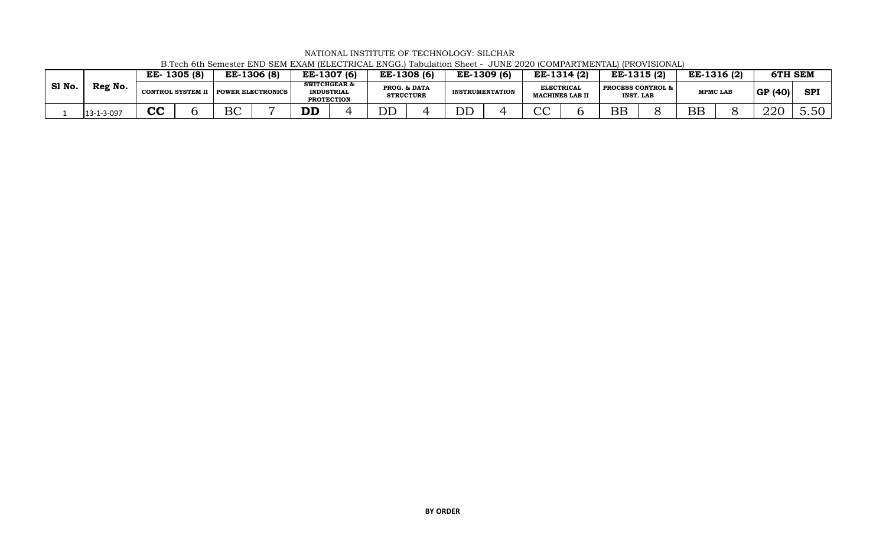NATIONAL INSTITUTE OF TECHNOLOGY: SILCHAR

B.Tech 6th Semester END SEM EXAM (ELECTRICAL ENGG.) Tabulation Sheet - JUNE 2020 (COMPARTMENTAL) (PROVISIONAL)

| Sl No. | Reg No. | EE- 1305 (8) | | EE-1306 (8) | | EE-1307 (6) | | EE-1308 (6) | | EE-1309 (6) | | EE-1314 (2) | | EE-1315 (2) | | EE-1316 (2) | | 6TH SEM | |
|---|---|---|---|---|---|---|---|---|---|---|---|---|---|---|---|---|---|---|---|
| | | CONTROL SYSTEM II | | POWER ELECTRONICS | | SWITCHGEAR & INDUSTRIAL PROTECTION | | PROG. & DATA STRUCTURE | | INSTRUMENTATION | | ELECTRICAL MACHINES LAB II | | PROCESS CONTROL & INST. LAB | | MPMC LAB | | GP (40) | SPI |
| 1 | 13-1-3-097 | CC | 6 | BC | 7 | DD | 4 | DD | 4 | DD | 4 | CC | 6 | BB | 8 | BB | 8 | 220 | 5.50 |

BY ORDER